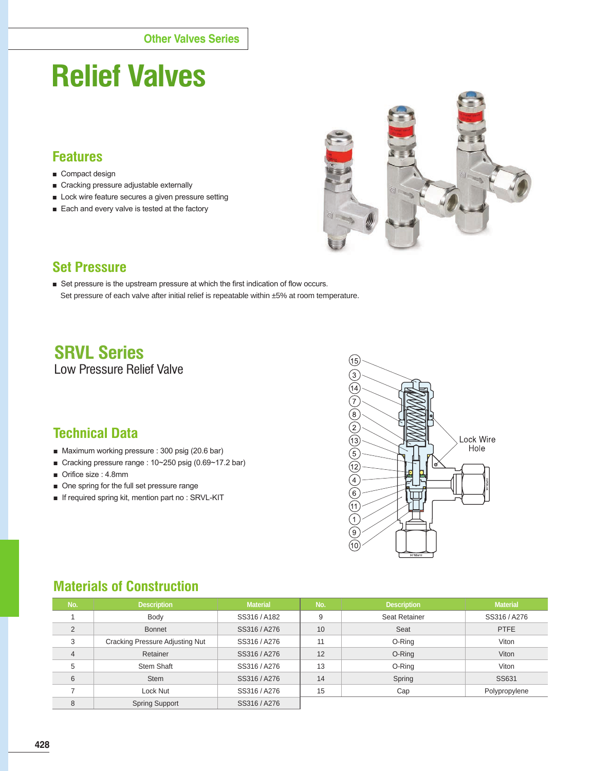Other Valves Series

# Relief Valves

## Features

- Compact design
- Cracking pressure adjustable externally
- Lock wire feature secures a given pressure setting
- Each and every valve is tested at the factory

## Set Pressure

- Set pressure is the upstream pressure at which the first indication of flow occurs.
  Set pressure of each valve after initial relief is repeatable within ±5% at room temperature.

## SRVL Series

Low Pressure Relief Valve

### Technical Data

- Maximum working pressure : 300 psig (20.6 bar)
- Cracking pressure range : 10~250 psig (0.69~17.2 bar)
- Orifice size : 4.8mm
- One spring for the full set pressure range
- If required spring kit, mention part no : SRVL-KIT

Lock Wire Hole

### Materials of Construction

| No. | Description | Material | No. | Description | Material |
|---|---|---|---|---|---|
| 1 | Body | SS316 / A182 | 9 | Seat Retainer | SS316 / A276 |
| 2 | Bonnet | SS316 / A276 | 10 | Seat | PTFE |
| 3 | Cracking Pressure Adjusting Nut | SS316 / A276 | 11 | O-Ring | Viton |
| 4 | Retainer | SS316 / A276 | 12 | O-Ring | Viton |
| 5 | Stem Shaft | SS316 / A276 | 13 | O-Ring | Viton |
| 6 | Stem | SS316 / A276 | 14 | Spring | SS631 |
| 7 | Lock Nut | SS316 / A276 | 15 | Cap | Polypropylene |
| 8 | Spring Support | SS316 / A276 | | | |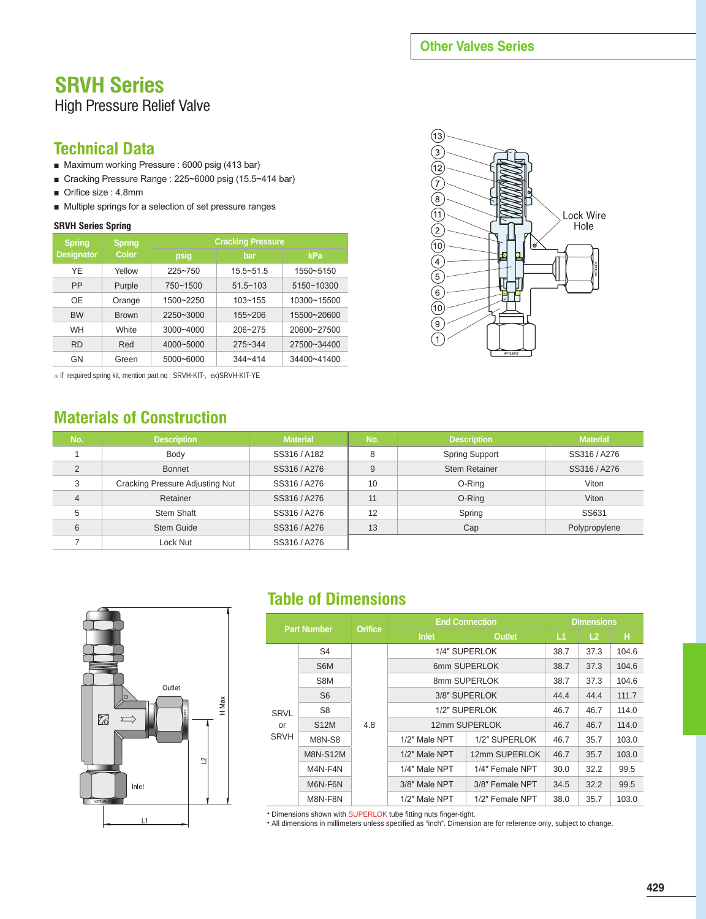# SRVH Series

High Pressure Relief Valve

## Technical Data

- Maximum working Pressure : 6000 psig (413 bar)
- Cracking Pressure Range : 225~6000 psig (15.5~414 bar)
- Orifice size : 4.8mm
- Multiple springs for a selection of set pressure ranges

### SRVH Series Spring

| Spring Designator | Spring Color | Cracking Pressure | | |
|---|---|---|---|---|
| | | psig | bar | kPa |
| YE | Yellow | 225~750 | 15.5~51.5 | 1550~5150 |
| PP | Purple | 750~1500 | 51.5~103 | 5150~10300 |
| OE | Orange | 1500~2250 | 103~155 | 10300~15500 |
| BW | Brown | 2250~3000 | 155~206 | 15500~20600 |
| WH | White | 3000~4000 | 206~275 | 20600~27500 |
| RD | Red | 4000~5000 | 275~344 | 27500~34400 |
| GN | Green | 5000~6000 | 344~414 | 34400~41400 |

※ If required spring kit, mention part no : SRVH-KIT-, ex)SRVH-KIT-YE

Lock Wire Hole

## Materials of Construction

| No. | Description | Material | No. | Description | Material |
|---|---|---|---|---|---|
| 1 | Body | SS316 / A182 | 8 | Spring Support | SS316 / A276 |
| 2 | Bonnet | SS316 / A276 | 9 | Stem Retainer | SS316 / A276 |
| 3 | Cracking Pressure Adjusting Nut | SS316 / A276 | 10 | O-Ring | Viton |
| 4 | Retainer | SS316 / A276 | 11 | O-Ring | Viton |
| 5 | Stem Shaft | SS316 / A276 | 12 | Spring | SS631 |
| 6 | Stem Guide | SS316 / A276 | 13 | Cap | Polypropylene |
| 7 | Lock Nut | SS316 / A276 | | | |

## Table of Dimensions

| Part Number | | Orifice | End Connection | | Dimensions | | |
|---|---|---|---|---|---|---|---|
| | | | Inlet | Outlet | L1 | L2 | H |
| SRVL or SRVH | S4 | 4.8 | 1/4″ SUPERLOK | | 38.7 | 37.3 | 104.6 |
| | S6M | | 6mm SUPERLOK | | 38.7 | 37.3 | 104.6 |
| | S8M | | 8mm SUPERLOK | | 38.7 | 37.3 | 104.6 |
| | S6 | | 3/8″ SUPERLOK | | 44.4 | 44.4 | 111.7 |
| | S8 | | 1/2″ SUPERLOK | | 46.7 | 46.7 | 114.0 |
| | S12M | | 12mm SUPERLOK | | 46.7 | 46.7 | 114.0 |
| | M8N-S8 | | 1/2″ Male NPT | 1/2″ SUPERLOK | 46.7 | 35.7 | 103.0 |
| | M8N-S12M | | 1/2″ Male NPT | 12mm SUPERLOK | 46.7 | 35.7 | 103.0 |
| | M4N-F4N | | 1/4″ Male NPT | 1/4″ Female NPT | 30.0 | 32.2 | 99.5 |
| | M6N-F6N | | 3/8″ Male NPT | 3/8″ Female NPT | 34.5 | 32.2 | 99.5 |
| | M8N-F8N | | 1/2″ Male NPT | 1/2″ Female NPT | 38.0 | 35.7 | 103.0 |

- Dimensions shown with SUPERLOK tube fitting nuts finger-tight.
- All dimensions in millimeters unless specified as "inch". Dimension are for reference only, subject to change.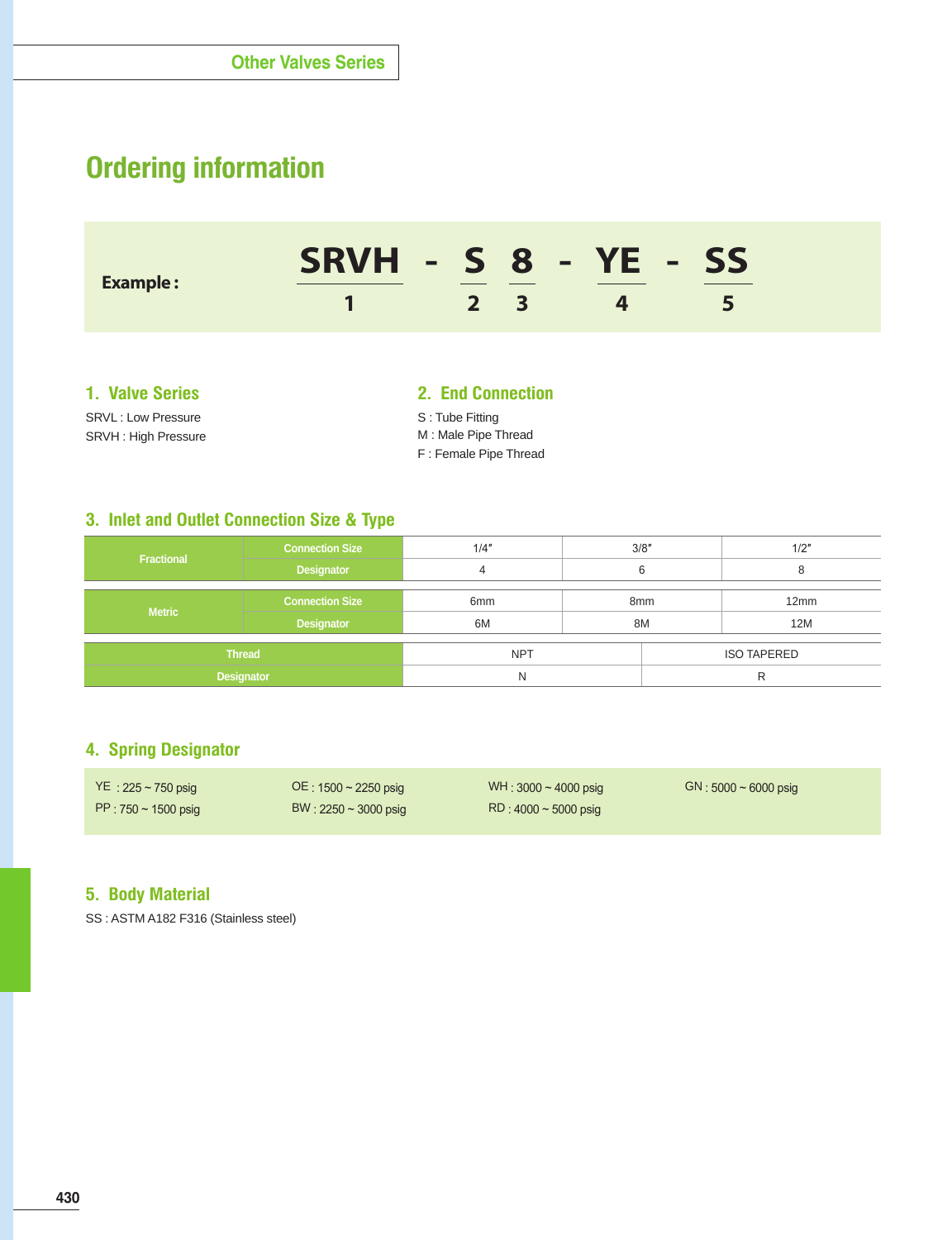## Ordering information

**Example :**

| SRVH | - | S | 8 | - | YE | - | SS |
|---|---|---|---|---|---|---|---|
| 1 | | 2 | 3 | | 4 | | 5 |

### 1. Valve Series

SRVL : Low Pressure
SRVH : High Pressure

### 2. End Connection

S : Tube Fitting
M : Male Pipe Thread
F : Female Pipe Thread

### 3. Inlet and Outlet Connection Size & Type

| | | | | |
|---|---|---|---|---|
| Fractional | Connection Size | 1/4″ | 3/8″ | 1/2″ |
| | Designator | 4 | 6 | 8 |
| Metric | Connection Size | 6mm | 8mm | 12mm |
| | Designator | 6M | 8M | 12M |

| | | |
|---|---|---|
| Thread | NPT | ISO TAPERED |
| Designator | N | R |

### 4. Spring Designator

YE : 225 ~ 750 psig
PP : 750 ~ 1500 psig
OE : 1500 ~ 2250 psig
BW : 2250 ~ 3000 psig
WH : 3000 ~ 4000 psig
RD : 4000 ~ 5000 psig
GN : 5000 ~ 6000 psig

### 5. Body Material

SS : ASTM A182 F316 (Stainless steel)